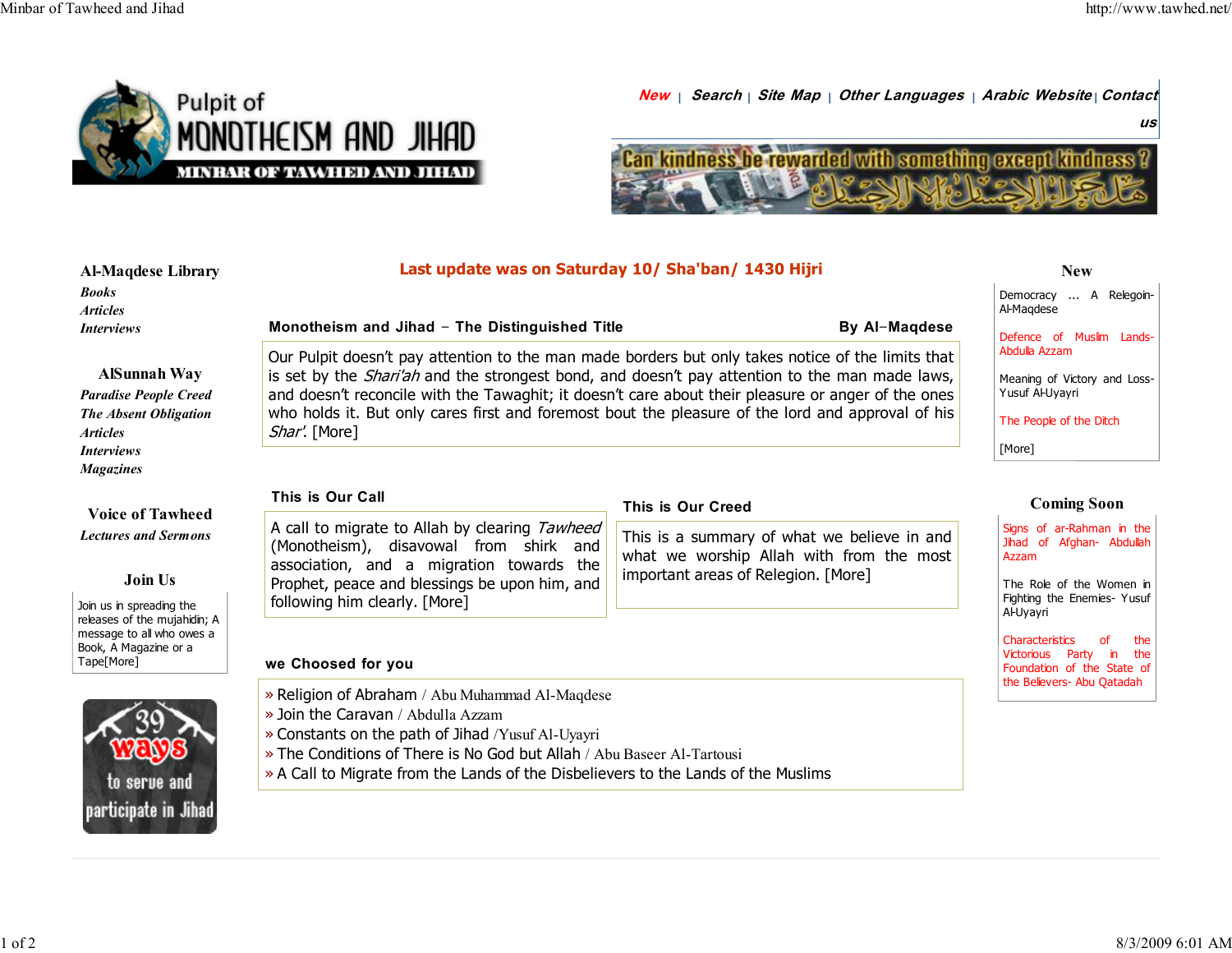# Pulpit of MONOTHEISM AND JIHAD

**MINBAR OF TAWHEED AND JIHAD**

*New* | *Search* | *Site Map* | *Other Languages* | *Arabic Website* | *Contact us*

Can kindness be rewarded with something except kindness ?

هل جزاء الإحسان إلا الإحسان

**Last update was on Saturday 10/ Sha'ban/ 1430 Hijri**

### Monotheism and Jihad – The Distinguished Title

**By Al-Maqdese**

Our Pulpit doesn't pay attention to the man made borders but only takes notice of the limits that is set by the *Shari'ah* and the strongest bond, and doesn't pay attention to the man made laws, and doesn't reconcile with the Tawaghit; it doesn't care about their pleasure or anger of the ones who holds it. But only cares first and foremost bout the pleasure of the lord and approval of his *Shar'*. [More]

### This is Our Call

A call to migrate to Allah by clearing *Tawheed* (Monotheism), disavowal from shirk and association, and a migration towards the Prophet, peace and blessings be upon him, and following him clearly. [More]

### This is Our Creed

This is a summary of what we believe in and what we worship Allah with from the most important areas of Relegion. [More]

### we Choosed for you

» Religion of Abraham / Abu Muhammad Al-Maqdese
» Join the Caravan / Abdulla Azzam
» Constants on the path of Jihad /Yusuf Al-Uyayri
» The Conditions of There is No God but Allah / Abu Baseer Al-Tartousi
» A Call to Migrate from the Lands of the Disbelievers to the Lands of the Muslims

### Al-Maqdese Library

*Books*
*Articles*
*Interviews*

### AlSunnah Way

*Paradise People Creed*
*The Absent Obligation*
*Articles*
*Interviews*
*Magazines*

### Voice of Tawheed

*Lectures and Sermons*

### Join Us

Join us in spreading the releases of the mujahidin; A message to all who owes a Book, A Magazine or a Tape[More]

39 ways to serve and participate in Jihad

### New

Democracy ... A Relegoin- Al-Maqdese

Defence of Muslim Lands- Abdulla Azzam

Meaning of Victory and Loss- Yusuf Al-Uyayri

The People of the Ditch

[More]

### Coming Soon

Signs of ar-Rahman in the Jihad of Afghan- Abdullah Azzam

The Role of the Women in Fighting the Enemies- Yusuf Al-Uyayri

Characteristics of the Victorious Party in the Foundation of the State of the Believers- Abu Qatadah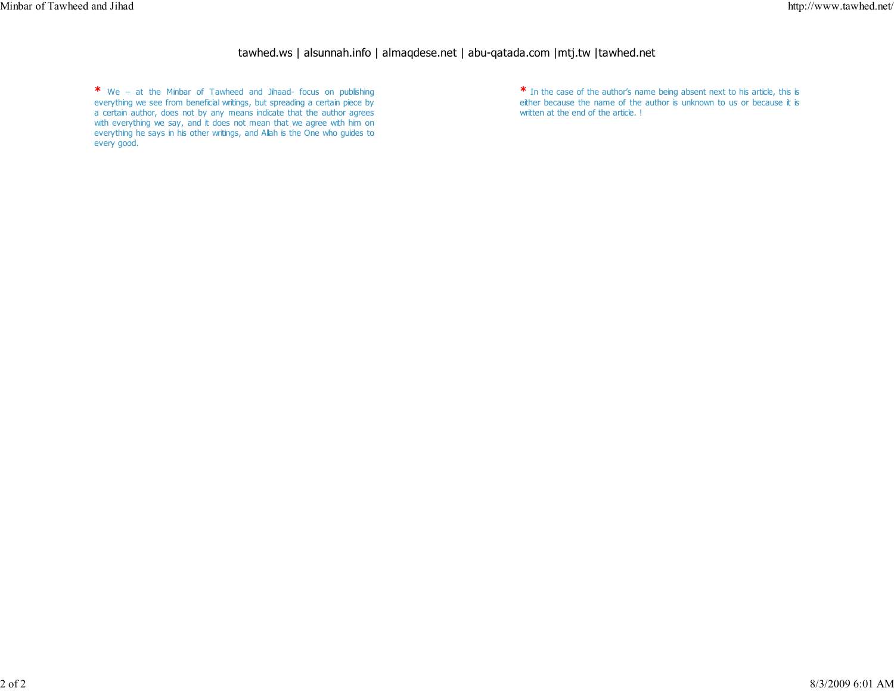tawhed.ws | alsunnah.info | almaqdese.net | abu-qatada.com |mtj.tw |tawhed.net

* We – at the Minbar of Tawheed and Jihaad- focus on publishing everything we see from beneficial writings, but spreading a certain piece by a certain author, does not by any means indicate that the author agrees with everything we say, and it does not mean that we agree with him on everything he says in his other writings, and Allah is the One who guides to every good.

* In the case of the author's name being absent next to his article, this is either because the name of the author is unknown to us or because it is written at the end of the article. !